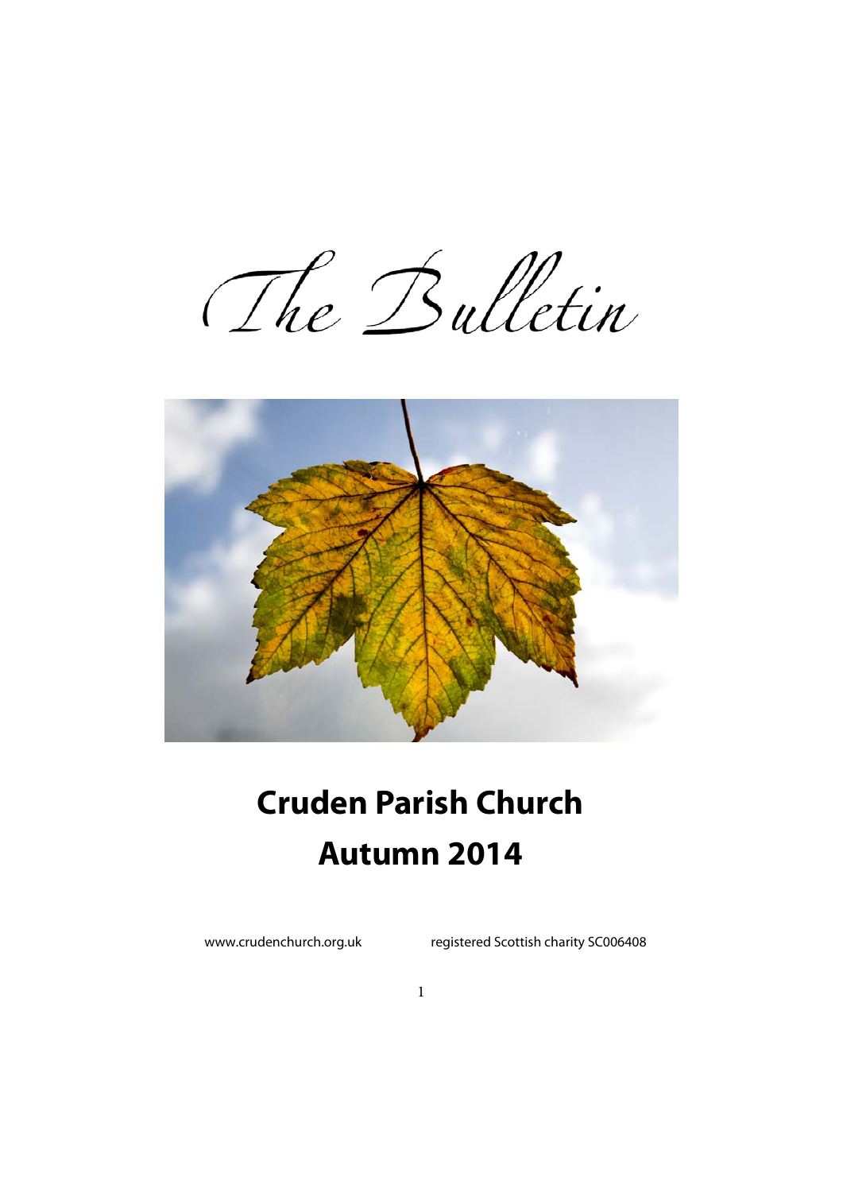# The Bulletin

## Cruden Parish Church

## Autumn 2014

www.crudenchurch.org.uk registered Scottish charity SC006408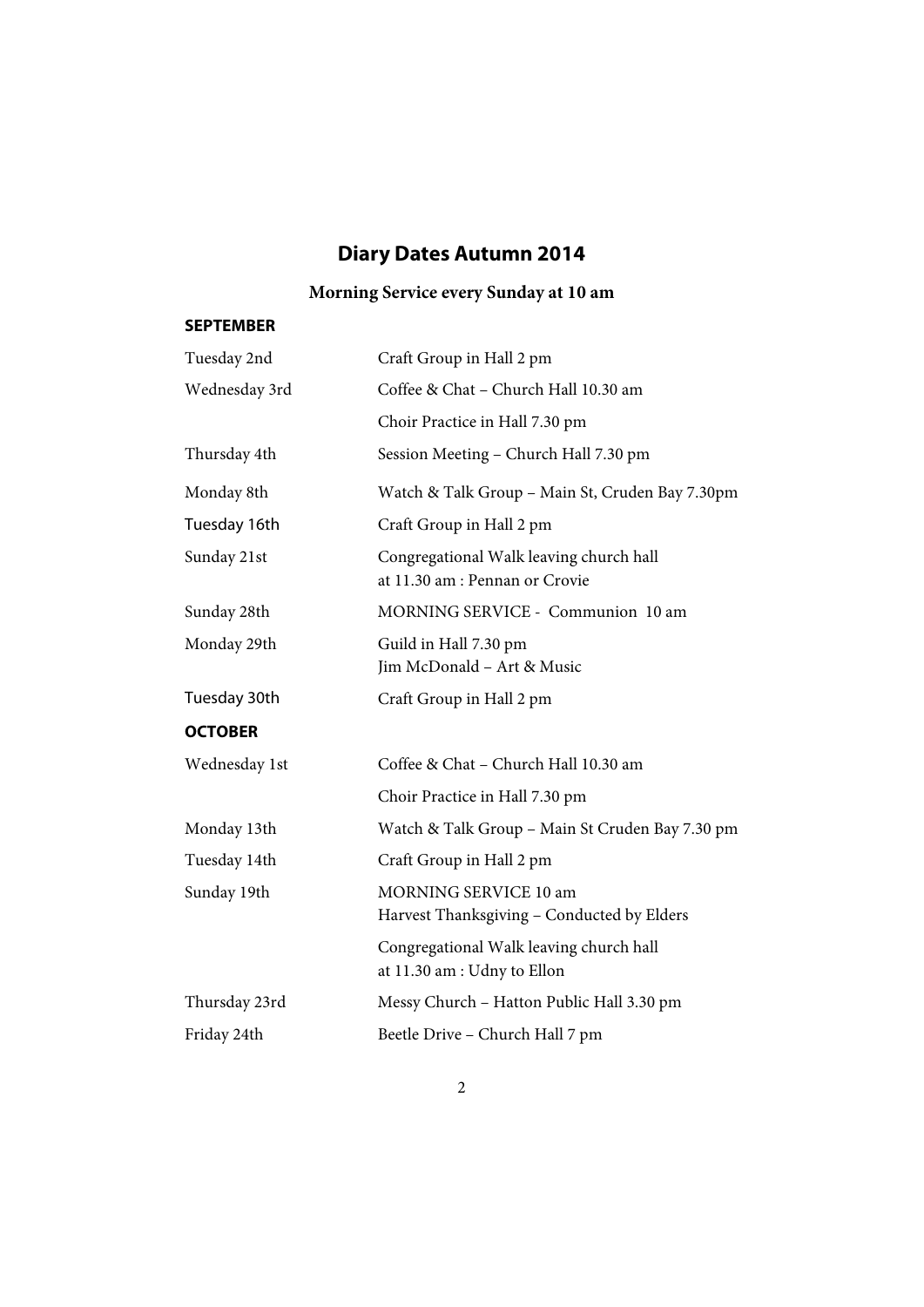# Diary Dates Autumn 2014

**Morning Service every Sunday at 10 am**

**SEPTEMBER**

| | |
|---|---|
| Tuesday 2nd | Craft Group in Hall 2 pm |
| Wednesday 3rd | Coffee & Chat – Church Hall 10.30 am |
| | Choir Practice in Hall 7.30 pm |
| Thursday 4th | Session Meeting – Church Hall 7.30 pm |
| Monday 8th | Watch & Talk Group – Main St, Cruden Bay 7.30pm |
| Tuesday 16th | Craft Group in Hall 2 pm |
| Sunday 21st | Congregational Walk leaving church hall at 11.30 am : Pennan or Crovie |
| Sunday 28th | MORNING SERVICE - Communion 10 am |
| Monday 29th | Guild in Hall 7.30 pm Jim McDonald – Art & Music |
| Tuesday 30th | Craft Group in Hall 2 pm |

**OCTOBER**

| | |
|---|---|
| Wednesday 1st | Coffee & Chat – Church Hall 10.30 am |
| | Choir Practice in Hall 7.30 pm |
| Monday 13th | Watch & Talk Group – Main St Cruden Bay 7.30 pm |
| Tuesday 14th | Craft Group in Hall 2 pm |
| Sunday 19th | MORNING SERVICE 10 am Harvest Thanksgiving – Conducted by Elders |
| | Congregational Walk leaving church hall at 11.30 am : Udny to Ellon |
| Thursday 23rd | Messy Church – Hatton Public Hall 3.30 pm |
| Friday 24th | Beetle Drive – Church Hall 7 pm |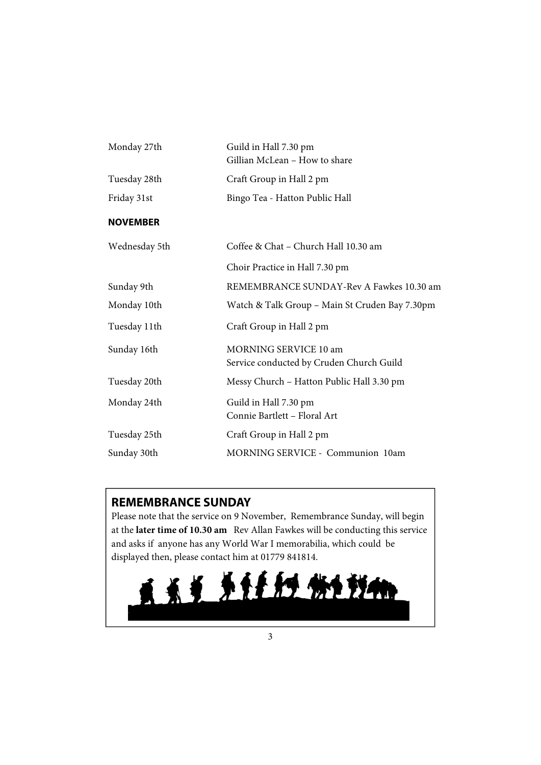| | |
|---|---|
| Monday 27th | Guild in Hall 7.30 pm<br>Gillian McLean – How to share |
| Tuesday 28th | Craft Group in Hall 2 pm |
| Friday 31st | Bingo Tea - Hatton Public Hall |

**NOVEMBER**

| | |
|---|---|
| Wednesday 5th | Coffee & Chat – Church Hall 10.30 am |
| | Choir Practice in Hall 7.30 pm |
| Sunday 9th | REMEMBRANCE SUNDAY-Rev A Fawkes 10.30 am |
| Monday 10th | Watch & Talk Group – Main St Cruden Bay 7.30pm |
| Tuesday 11th | Craft Group in Hall 2 pm |
| Sunday 16th | MORNING SERVICE 10 am<br>Service conducted by Cruden Church Guild |
| Tuesday 20th | Messy Church – Hatton Public Hall 3.30 pm |
| Monday 24th | Guild in Hall 7.30 pm<br>Connie Bartlett – Floral Art |
| Tuesday 25th | Craft Group in Hall 2 pm |
| Sunday 30th | MORNING SERVICE - Communion 10am |

## REMEMBRANCE SUNDAY

Please note that the service on 9 November, Remembrance Sunday, will begin at the **later time of 10.30 am** Rev Allan Fawkes will be conducting this service and asks if anyone has any World War I memorabilia, which could be displayed then, please contact him at 01779 841814.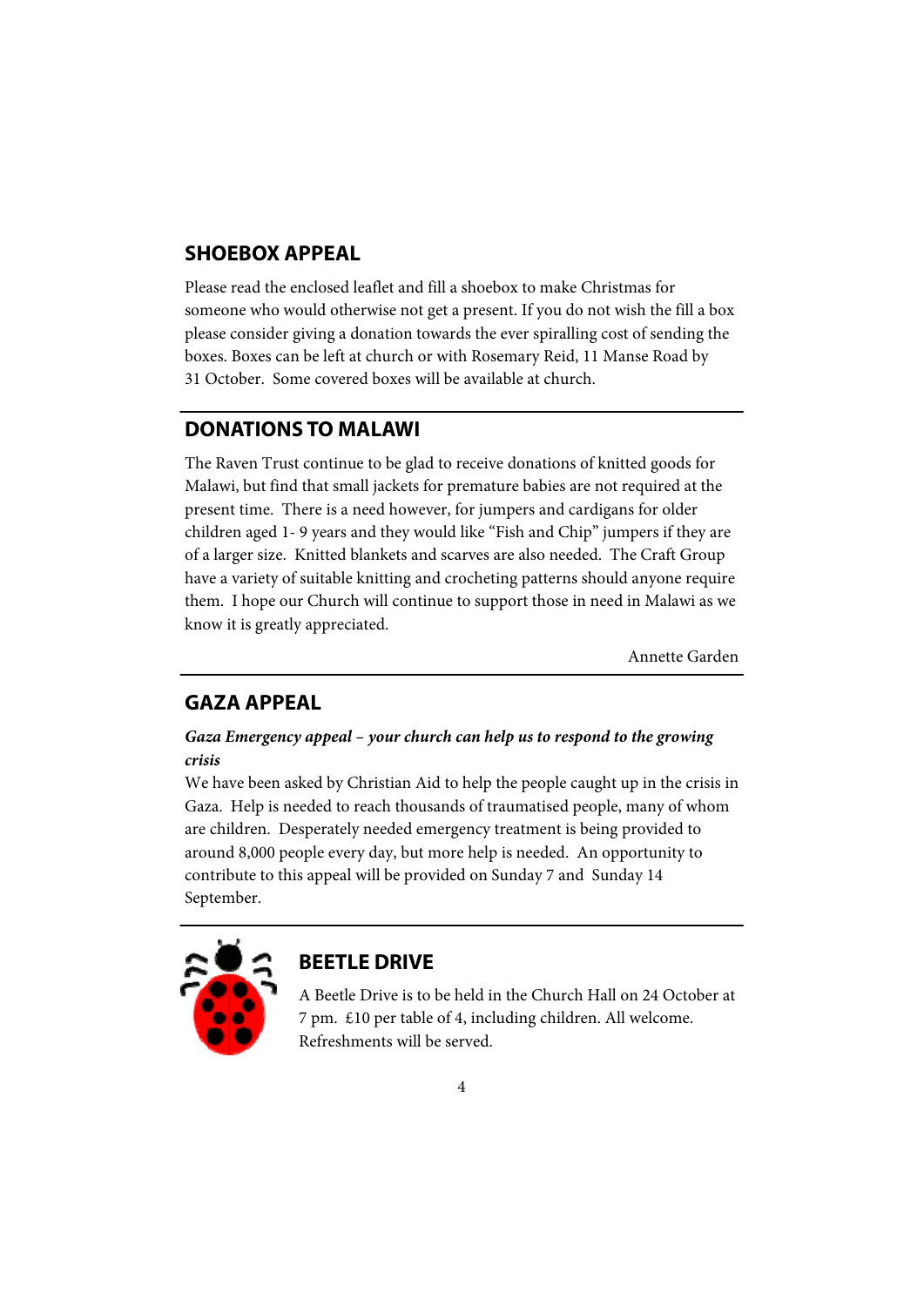## SHOEBOX APPEAL

Please read the enclosed leaflet and fill a shoebox to make Christmas for someone who would otherwise not get a present. If you do not wish the fill a box please consider giving a donation towards the ever spiralling cost of sending the boxes. Boxes can be left at church or with Rosemary Reid, 11 Manse Road by 31 October. Some covered boxes will be available at church.

## DONATIONS TO MALAWI

The Raven Trust continue to be glad to receive donations of knitted goods for Malawi, but find that small jackets for premature babies are not required at the present time. There is a need however, for jumpers and cardigans for older children aged 1- 9 years and they would like "Fish and Chip" jumpers if they are of a larger size. Knitted blankets and scarves are also needed. The Craft Group have a variety of suitable knitting and crocheting patterns should anyone require them. I hope our Church will continue to support those in need in Malawi as we know it is greatly appreciated.

Annette Garden

## GAZA APPEAL

***Gaza Emergency appeal – your church can help us to respond to the growing crisis***

We have been asked by Christian Aid to help the people caught up in the crisis in Gaza. Help is needed to reach thousands of traumatised people, many of whom are children. Desperately needed emergency treatment is being provided to around 8,000 people every day, but more help is needed. An opportunity to contribute to this appeal will be provided on Sunday 7 and Sunday 14 September.

## BEETLE DRIVE

A Beetle Drive is to be held in the Church Hall on 24 October at 7 pm. £10 per table of 4, including children. All welcome. Refreshments will be served.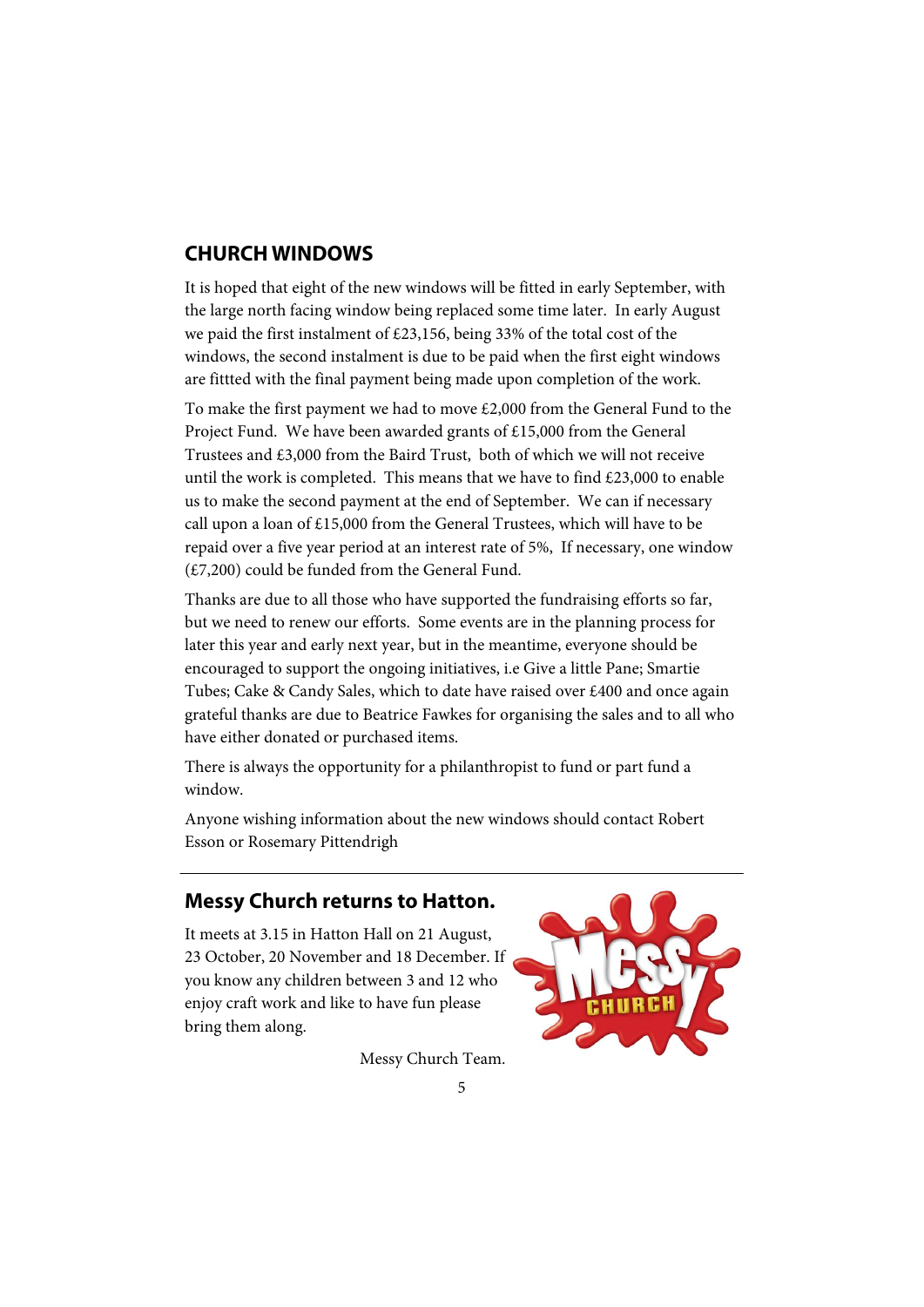## CHURCH WINDOWS

It is hoped that eight of the new windows will be fitted in early September, with the large north facing window being replaced some time later. In early August we paid the first instalment of £23,156, being 33% of the total cost of the windows, the second instalment is due to be paid when the first eight windows are fittted with the final payment being made upon completion of the work.

To make the first payment we had to move £2,000 from the General Fund to the Project Fund. We have been awarded grants of £15,000 from the General Trustees and £3,000 from the Baird Trust, both of which we will not receive until the work is completed. This means that we have to find £23,000 to enable us to make the second payment at the end of September. We can if necessary call upon a loan of £15,000 from the General Trustees, which will have to be repaid over a five year period at an interest rate of 5%, If necessary, one window (£7,200) could be funded from the General Fund.

Thanks are due to all those who have supported the fundraising efforts so far, but we need to renew our efforts. Some events are in the planning process for later this year and early next year, but in the meantime, everyone should be encouraged to support the ongoing initiatives, i.e Give a little Pane; Smartie Tubes; Cake & Candy Sales, which to date have raised over £400 and once again grateful thanks are due to Beatrice Fawkes for organising the sales and to all who have either donated or purchased items.

There is always the opportunity for a philanthropist to fund or part fund a window.

Anyone wishing information about the new windows should contact Robert Esson or Rosemary Pittendrigh

---

## Messy Church returns to Hatton.

It meets at 3.15 in Hatton Hall on 21 August, 23 October, 20 November and 18 December. If you know any children between 3 and 12 who enjoy craft work and like to have fun please bring them along.

Messy Church Team.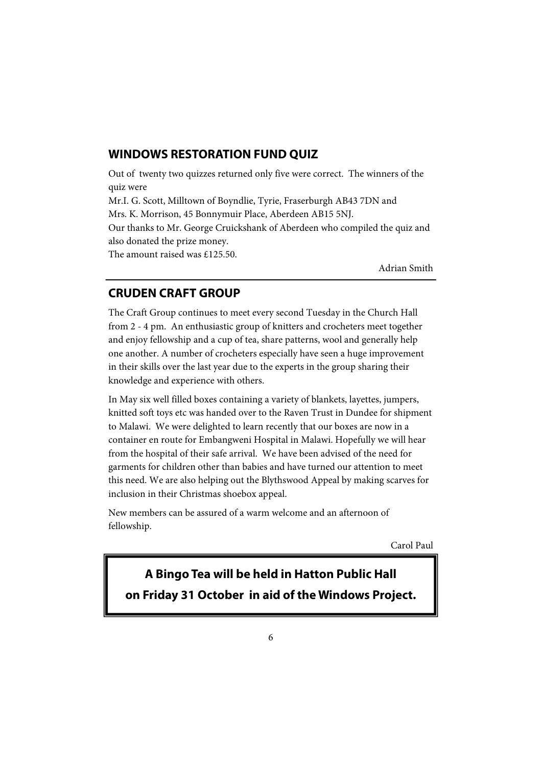## WINDOWS RESTORATION FUND QUIZ

Out of twenty two quizzes returned only five were correct. The winners of the quiz were

Mr.I. G. Scott, Milltown of Boyndlie, Tyrie, Fraserburgh AB43 7DN and

Mrs. K. Morrison, 45 Bonnymuir Place, Aberdeen AB15 5NJ.

Our thanks to Mr. George Cruickshank of Aberdeen who compiled the quiz and also donated the prize money.

The amount raised was £125.50.

Adrian Smith

---

## CRUDEN CRAFT GROUP

The Craft Group continues to meet every second Tuesday in the Church Hall from 2 - 4 pm. An enthusiastic group of knitters and crocheters meet together and enjoy fellowship and a cup of tea, share patterns, wool and generally help one another. A number of crocheters especially have seen a huge improvement in their skills over the last year due to the experts in the group sharing their knowledge and experience with others.

In May six well filled boxes containing a variety of blankets, layettes, jumpers, knitted soft toys etc was handed over to the Raven Trust in Dundee for shipment to Malawi. We were delighted to learn recently that our boxes are now in a container en route for Embangweni Hospital in Malawi. Hopefully we will hear from the hospital of their safe arrival. We have been advised of the need for garments for children other than babies and have turned our attention to meet this need. We are also helping out the Blythswood Appeal by making scarves for inclusion in their Christmas shoebox appeal.

New members can be assured of a warm welcome and an afternoon of fellowship.

Carol Paul

---

**A Bingo Tea will be held in Hatton Public Hall on Friday 31 October in aid of the Windows Project.**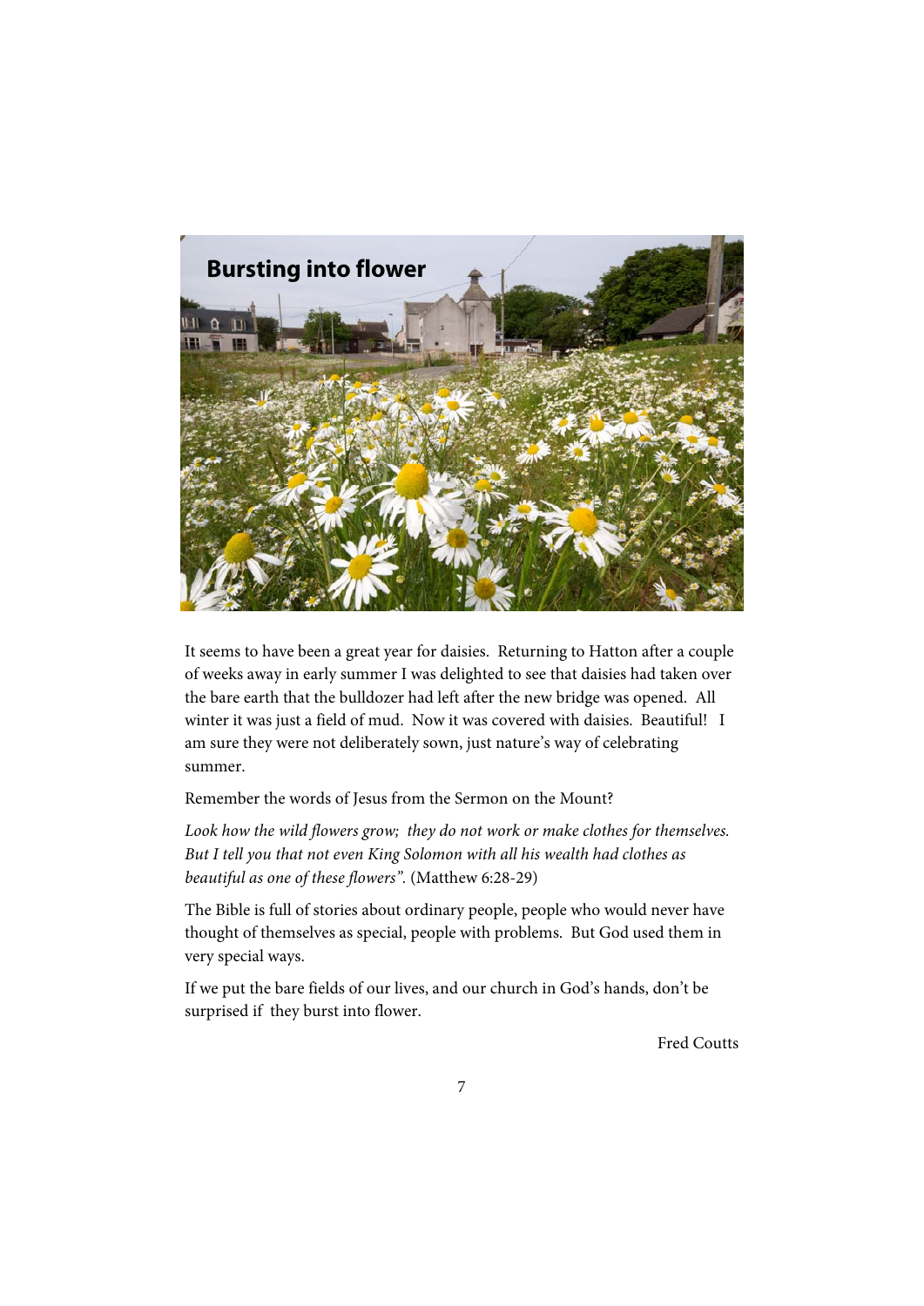# Bursting into flower

It seems to have been a great year for daisies. Returning to Hatton after a couple of weeks away in early summer I was delighted to see that daisies had taken over the bare earth that the bulldozer had left after the new bridge was opened. All winter it was just a field of mud. Now it was covered with daisies. Beautiful! I am sure they were not deliberately sown, just nature's way of celebrating summer.

Remember the words of Jesus from the Sermon on the Mount?

*Look how the wild flowers grow; they do not work or make clothes for themselves. But I tell you that not even King Solomon with all his wealth had clothes as beautiful as one of these flowers".* (Matthew 6:28-29)

The Bible is full of stories about ordinary people, people who would never have thought of themselves as special, people with problems. But God used them in very special ways.

If we put the bare fields of our lives, and our church in God's hands, don't be surprised if they burst into flower.

Fred Coutts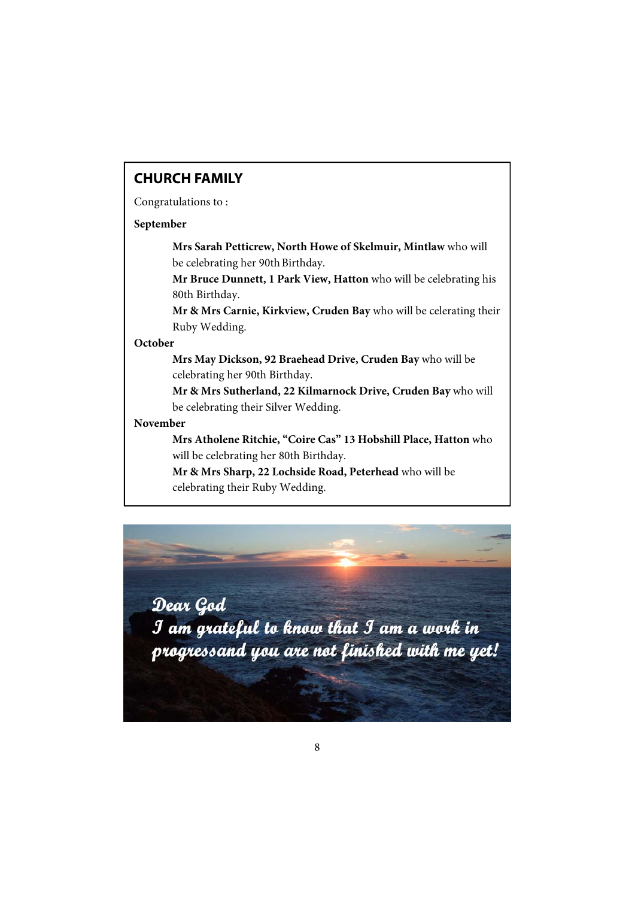## CHURCH FAMILY

Congratulations to :

**September**

**Mrs Sarah Petticrew, North Howe of Skelmuir, Mintlaw** who will be celebrating her 90th Birthday.

**Mr Bruce Dunnett, 1 Park View, Hatton** who will be celebrating his 80th Birthday.

**Mr & Mrs Carnie, Kirkview, Cruden Bay** who will be celerating their Ruby Wedding.

**October**

**Mrs May Dickson, 92 Braehead Drive, Cruden Bay** who will be celebrating her 90th Birthday.

**Mr & Mrs Sutherland, 22 Kilmarnock Drive, Cruden Bay** who will be celebrating their Silver Wedding.

**November**

**Mrs Atholene Ritchie, "Coire Cas" 13 Hobshill Place, Hatton** who will be celebrating her 80th Birthday.

**Mr & Mrs Sharp, 22 Lochside Road, Peterhead** who will be celebrating their Ruby Wedding.

*Dear God*
*I am grateful to know that I am a work in progressand you are not finished with me yet!*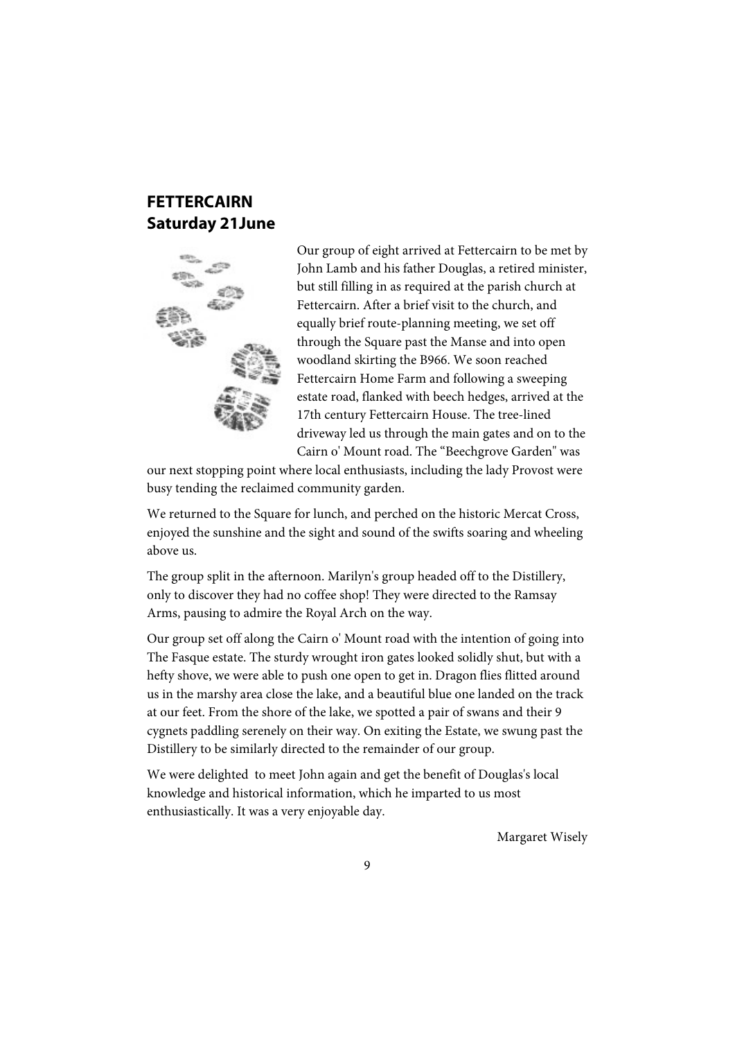## FETTERCAIRN
## Saturday 21June

Our group of eight arrived at Fettercairn to be met by John Lamb and his father Douglas, a retired minister, but still filling in as required at the parish church at Fettercairn. After a brief visit to the church, and equally brief route-planning meeting, we set off through the Square past the Manse and into open woodland skirting the B966. We soon reached Fettercairn Home Farm and following a sweeping estate road, flanked with beech hedges, arrived at the 17th century Fettercairn House. The tree-lined driveway led us through the main gates and on to the Cairn o' Mount road. The "Beechgrove Garden" was our next stopping point where local enthusiasts, including the lady Provost were busy tending the reclaimed community garden.

We returned to the Square for lunch, and perched on the historic Mercat Cross, enjoyed the sunshine and the sight and sound of the swifts soaring and wheeling above us.

The group split in the afternoon. Marilyn's group headed off to the Distillery, only to discover they had no coffee shop! They were directed to the Ramsay Arms, pausing to admire the Royal Arch on the way.

Our group set off along the Cairn o' Mount road with the intention of going into The Fasque estate. The sturdy wrought iron gates looked solidly shut, but with a hefty shove, we were able to push one open to get in. Dragon flies flitted around us in the marshy area close the lake, and a beautiful blue one landed on the track at our feet. From the shore of the lake, we spotted a pair of swans and their 9 cygnets paddling serenely on their way. On exiting the Estate, we swung past the Distillery to be similarly directed to the remainder of our group.

We were delighted to meet John again and get the benefit of Douglas's local knowledge and historical information, which he imparted to us most enthusiastically. It was a very enjoyable day.

Margaret Wisely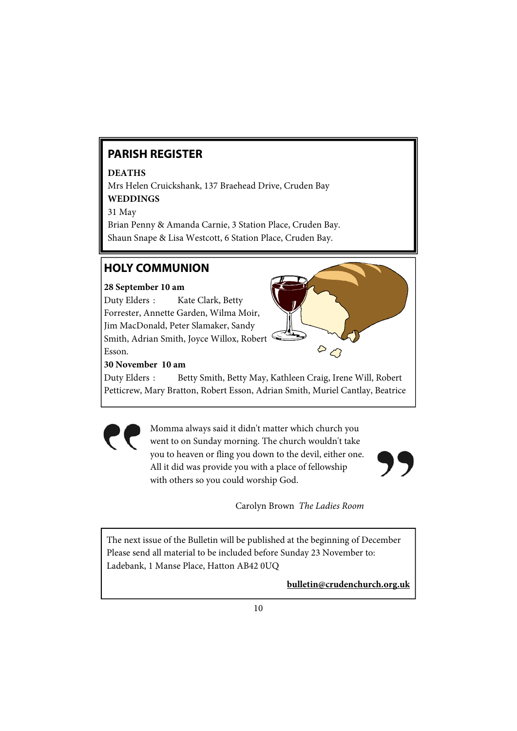## PARISH REGISTER

**DEATHS**

Mrs Helen Cruickshank, 137 Braehead Drive, Cruden Bay

**WEDDINGS**

31 May

Brian Penny & Amanda Carnie, 3 Station Place, Cruden Bay.

Shaun Snape & Lisa Westcott, 6 Station Place, Cruden Bay.

## HOLY COMMUNION

**28 September 10 am**

Duty Elders : Kate Clark, Betty Forrester, Annette Garden, Wilma Moir, Jim MacDonald, Peter Slamaker, Sandy Smith, Adrian Smith, Joyce Willox, Robert Esson.

**30 November 10 am**

Duty Elders : Betty Smith, Betty May, Kathleen Craig, Irene Will, Robert Petticrew, Mary Bratton, Robert Esson, Adrian Smith, Muriel Cantlay, Beatrice

> Momma always said it didn't matter which church you went to on Sunday morning. The church wouldn't take you to heaven or fling you down to the devil, either one. All it did was provide you with a place of fellowship with others so you could worship God.
>
> Carolyn Brown *The Ladies Room*

The next issue of the Bulletin will be published at the beginning of December
Please send all material to be included before Sunday 23 November to:
Ladebank, 1 Manse Place, Hatton AB42 0UQ

**bulletin@crudenchurch.org.uk**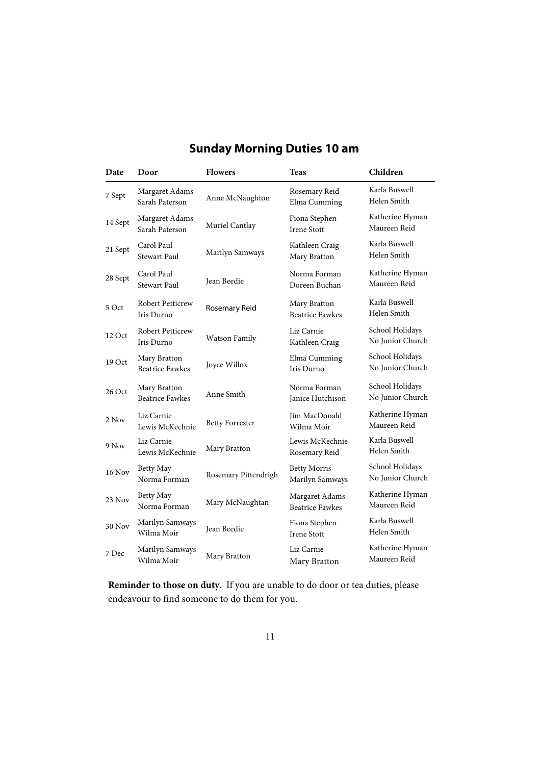## Sunday Morning Duties 10 am

| Date | Door | Flowers | Teas | Children |
|---|---|---|---|---|
| 7 Sept | Margaret Adams<br>Sarah Paterson | Anne McNaughton | Rosemary Reid<br>Elma Cumming | Karla Buswell<br>Helen Smith |
| 14 Sept | Margaret Adams<br>Sarah Paterson | Muriel Cantlay | Fiona Stephen<br>Irene Stott | Katherine Hyman<br>Maureen Reid |
| 21 Sept | Carol Paul<br>Stewart Paul | Marilyn Samways | Kathleen Craig<br>Mary Bratton | Karla Buswell<br>Helen Smith |
| 28 Sept | Carol Paul<br>Stewart Paul | Jean Beedie | Norma Forman<br>Doreen Buchan | Katherine Hyman<br>Maureen Reid |
| 5 Oct | Robert Petticrew<br>Iris Durno | Rosemary Reid | Mary Bratton<br>Beatrice Fawkes | Karla Buswell<br>Helen Smith |
| 12 Oct | Robert Petticrew<br>Iris Durno | Watson Family | Liz Carnie<br>Kathleen Craig | School Holidays<br>No Junior Church |
| 19 Oct | Mary Bratton<br>Beatrice Fawkes | Joyce Willox | Elma Cumming<br>Iris Durno | School Holidays<br>No Junior Church |
| 26 Oct | Mary Bratton<br>Beatrice Fawkes | Anne Smith | Norma Forman<br>Janice Hutchison | School Holidays<br>No Junior Church |
| 2 Nov | Liz Carnie<br>Lewis McKechnie | Betty Forrester | Jim MacDonald<br>Wilma Moir | Katherine Hyman<br>Maureen Reid |
| 9 Nov | Liz Carnie<br>Lewis McKechnie | Mary Bratton | Lewis McKechnie<br>Rosemary Reid | Karla Buswell<br>Helen Smith |
| 16 Nov | Betty May<br>Norma Forman | Rosemary Pittendrigh | Betty Morris<br>Marilyn Samways | School Holidays<br>No Junior Church |
| 23 Nov | Betty May<br>Norma Forman | Mary McNaughtan | Margaret Adams<br>Beatrice Fawkes | Katherine Hyman<br>Maureen Reid |
| 30 Nov | Marilyn Samways<br>Wilma Moir | Jean Beedie | Fiona Stephen<br>Irene Stott | Karla Buswell<br>Helen Smith |
| 7 Dec | Marilyn Samways<br>Wilma Moir | Mary Bratton | Liz Carnie<br>Mary Bratton | Katherine Hyman<br>Maureen Reid |

**Reminder to those on duty**. If you are unable to do door or tea duties, please endeavour to find someone to do them for you.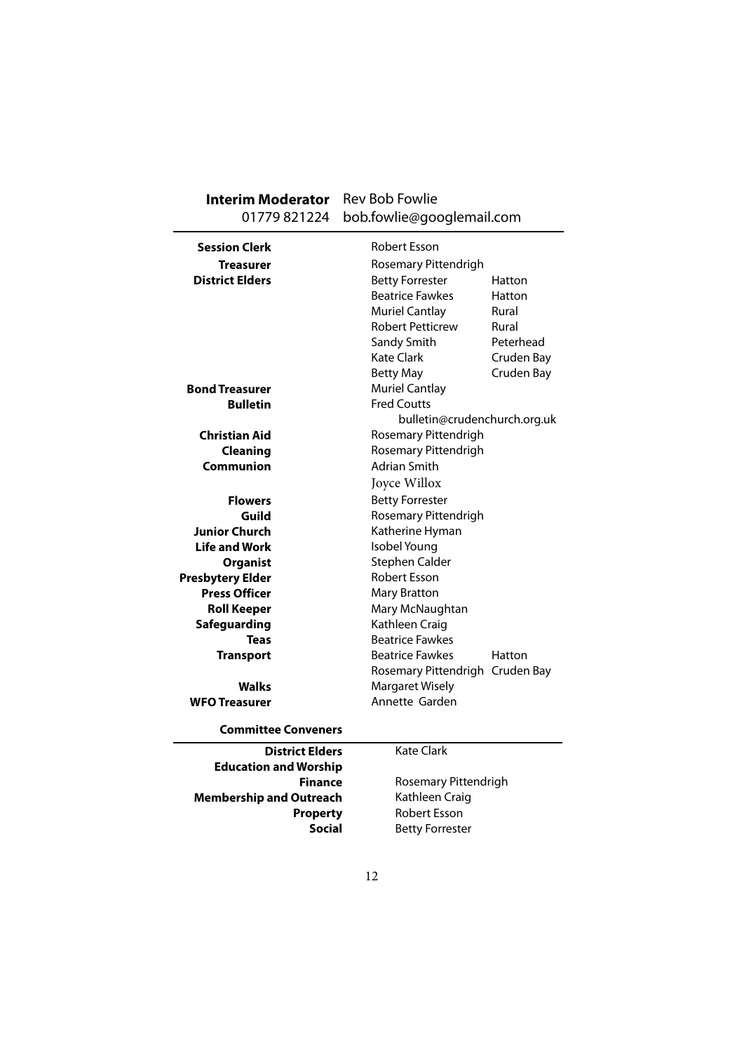**Interim Moderator** Rev Bob Fowlie
01779 821224 bob.fowlie@googlemail.com

| | | |
|---|---|---|
| **Session Clerk** | Robert Esson | |
| **Treasurer** | Rosemary Pittendrigh | |
| **District Elders** | Betty Forrester | Hatton |
| | Beatrice Fawkes | Hatton |
| | Muriel Cantlay | Rural |
| | Robert Petticrew | Rural |
| | Sandy Smith | Peterhead |
| | Kate Clark | Cruden Bay |
| | Betty May | Cruden Bay |
| **Bond Treasurer** | Muriel Cantlay | |
| **Bulletin** | Fred Coutts | |
| | bulletin@crudenchurch.org.uk | |
| **Christian Aid** | Rosemary Pittendrigh | |
| **Cleaning** | Rosemary Pittendrigh | |
| **Communion** | Adrian Smith | |
| | Joyce Willox | |
| **Flowers** | Betty Forrester | |
| **Guild** | Rosemary Pittendrigh | |
| **Junior Church** | Katherine Hyman | |
| **Life and Work** | Isobel Young | |
| **Organist** | Stephen Calder | |
| **Presbytery Elder** | Robert Esson | |
| **Press Officer** | Mary Bratton | |
| **Roll Keeper** | Mary McNaughtan | |
| **Safeguarding** | Kathleen Craig | |
| **Teas** | Beatrice Fawkes | |
| **Transport** | Beatrice Fawkes | Hatton |
| | Rosemary Pittendrigh | Cruden Bay |
| **Walks** | Margaret Wisely | |
| **WFO Treasurer** | Annette Garden | |

**Committee Conveners**

| | |
|---|---|
| **District Elders** | Kate Clark |
| **Education and Worship** | |
| **Finance** | Rosemary Pittendrigh |
| **Membership and Outreach** | Kathleen Craig |
| **Property** | Robert Esson |
| **Social** | Betty Forrester |